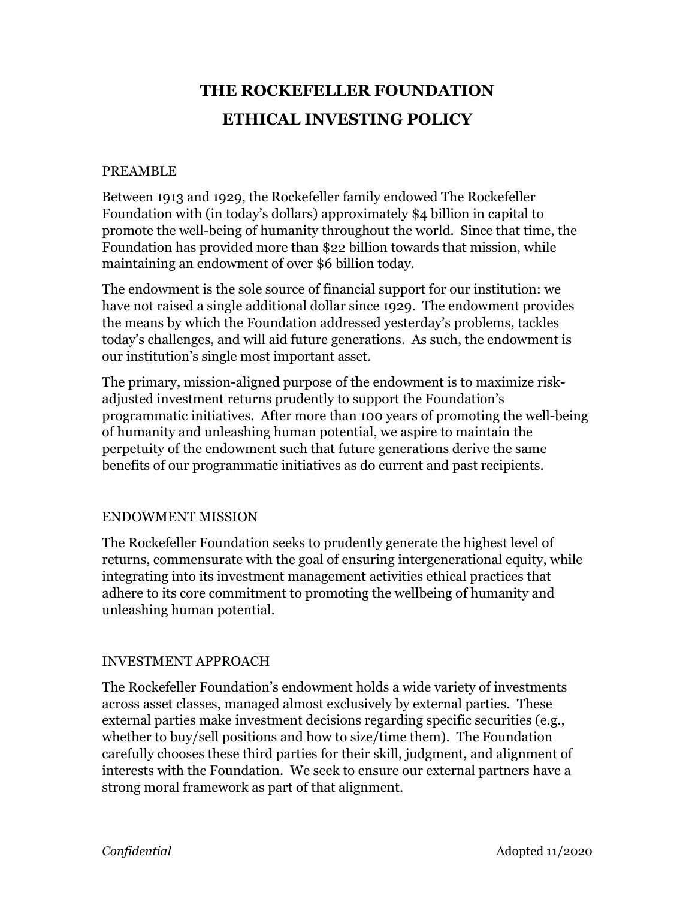# THE ROCKEFELLER FOUNDATION
# ETHICAL INVESTING POLICY

## PREAMBLE

Between 1913 and 1929, the Rockefeller family endowed The Rockefeller Foundation with (in today's dollars) approximately $4 billion in capital to promote the well-being of humanity throughout the world. Since that time, the Foundation has provided more than $22 billion towards that mission, while maintaining an endowment of over $6 billion today.

The endowment is the sole source of financial support for our institution: we have not raised a single additional dollar since 1929. The endowment provides the means by which the Foundation addressed yesterday's problems, tackles today's challenges, and will aid future generations. As such, the endowment is our institution's single most important asset.

The primary, mission-aligned purpose of the endowment is to maximize risk-adjusted investment returns prudently to support the Foundation's programmatic initiatives. After more than 100 years of promoting the well-being of humanity and unleashing human potential, we aspire to maintain the perpetuity of the endowment such that future generations derive the same benefits of our programmatic initiatives as do current and past recipients.

## ENDOWMENT MISSION

The Rockefeller Foundation seeks to prudently generate the highest level of returns, commensurate with the goal of ensuring intergenerational equity, while integrating into its investment management activities ethical practices that adhere to its core commitment to promoting the wellbeing of humanity and unleashing human potential.

## INVESTMENT APPROACH

The Rockefeller Foundation's endowment holds a wide variety of investments across asset classes, managed almost exclusively by external parties. These external parties make investment decisions regarding specific securities (e.g., whether to buy/sell positions and how to size/time them). The Foundation carefully chooses these third parties for their skill, judgment, and alignment of interests with the Foundation. We seek to ensure our external partners have a strong moral framework as part of that alignment.

*Confidential* Adopted 11/2020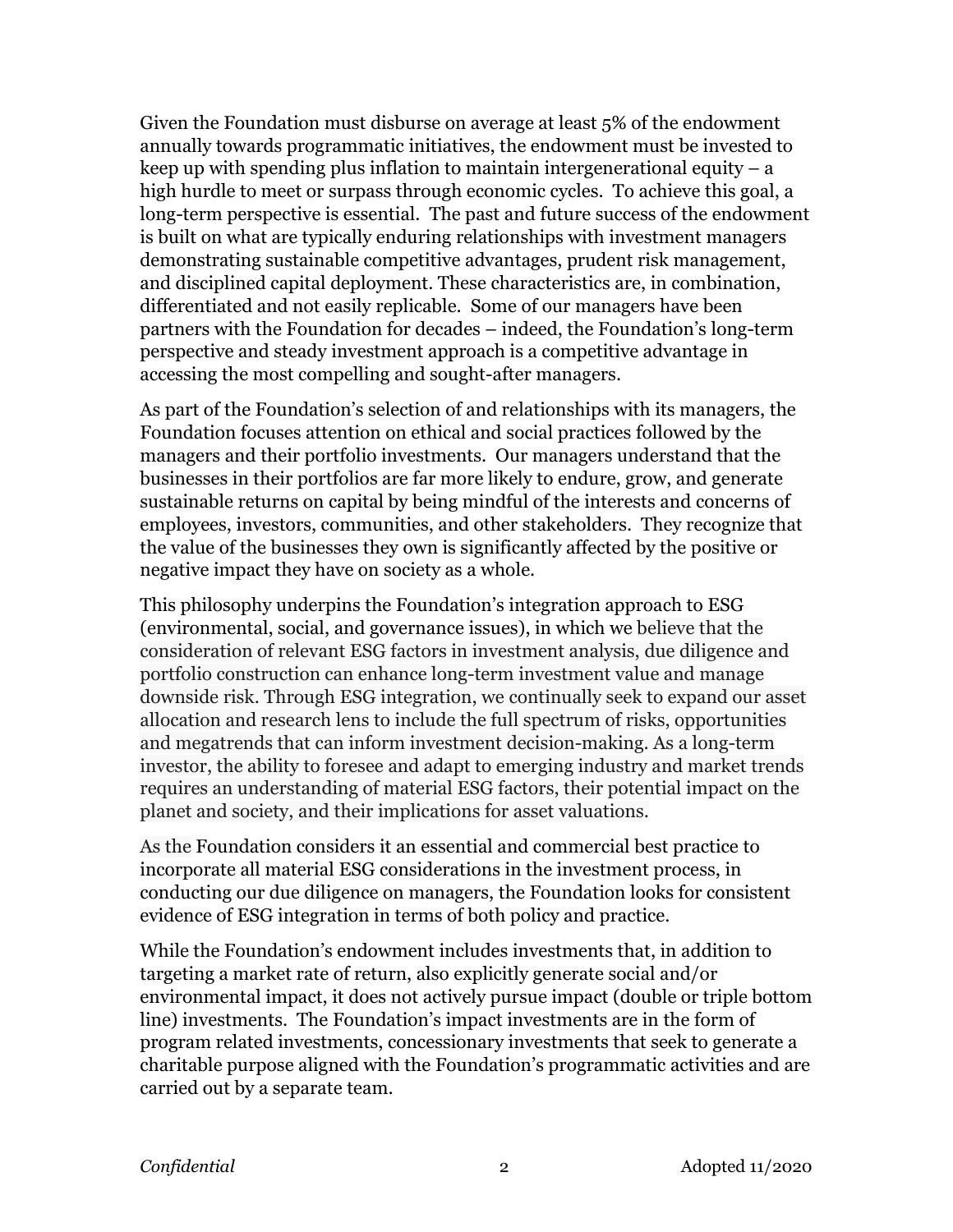Given the Foundation must disburse on average at least 5% of the endowment annually towards programmatic initiatives, the endowment must be invested to keep up with spending plus inflation to maintain intergenerational equity – a high hurdle to meet or surpass through economic cycles. To achieve this goal, a long-term perspective is essential. The past and future success of the endowment is built on what are typically enduring relationships with investment managers demonstrating sustainable competitive advantages, prudent risk management, and disciplined capital deployment. These characteristics are, in combination, differentiated and not easily replicable. Some of our managers have been partners with the Foundation for decades – indeed, the Foundation's long-term perspective and steady investment approach is a competitive advantage in accessing the most compelling and sought-after managers.

As part of the Foundation's selection of and relationships with its managers, the Foundation focuses attention on ethical and social practices followed by the managers and their portfolio investments. Our managers understand that the businesses in their portfolios are far more likely to endure, grow, and generate sustainable returns on capital by being mindful of the interests and concerns of employees, investors, communities, and other stakeholders. They recognize that the value of the businesses they own is significantly affected by the positive or negative impact they have on society as a whole.

This philosophy underpins the Foundation's integration approach to ESG (environmental, social, and governance issues), in which we believe that the consideration of relevant ESG factors in investment analysis, due diligence and portfolio construction can enhance long-term investment value and manage downside risk. Through ESG integration, we continually seek to expand our asset allocation and research lens to include the full spectrum of risks, opportunities and megatrends that can inform investment decision-making. As a long-term investor, the ability to foresee and adapt to emerging industry and market trends requires an understanding of material ESG factors, their potential impact on the planet and society, and their implications for asset valuations.

As the Foundation considers it an essential and commercial best practice to incorporate all material ESG considerations in the investment process, in conducting our due diligence on managers, the Foundation looks for consistent evidence of ESG integration in terms of both policy and practice.

While the Foundation's endowment includes investments that, in addition to targeting a market rate of return, also explicitly generate social and/or environmental impact, it does not actively pursue impact (double or triple bottom line) investments. The Foundation's impact investments are in the form of program related investments, concessionary investments that seek to generate a charitable purpose aligned with the Foundation's programmatic activities and are carried out by a separate team.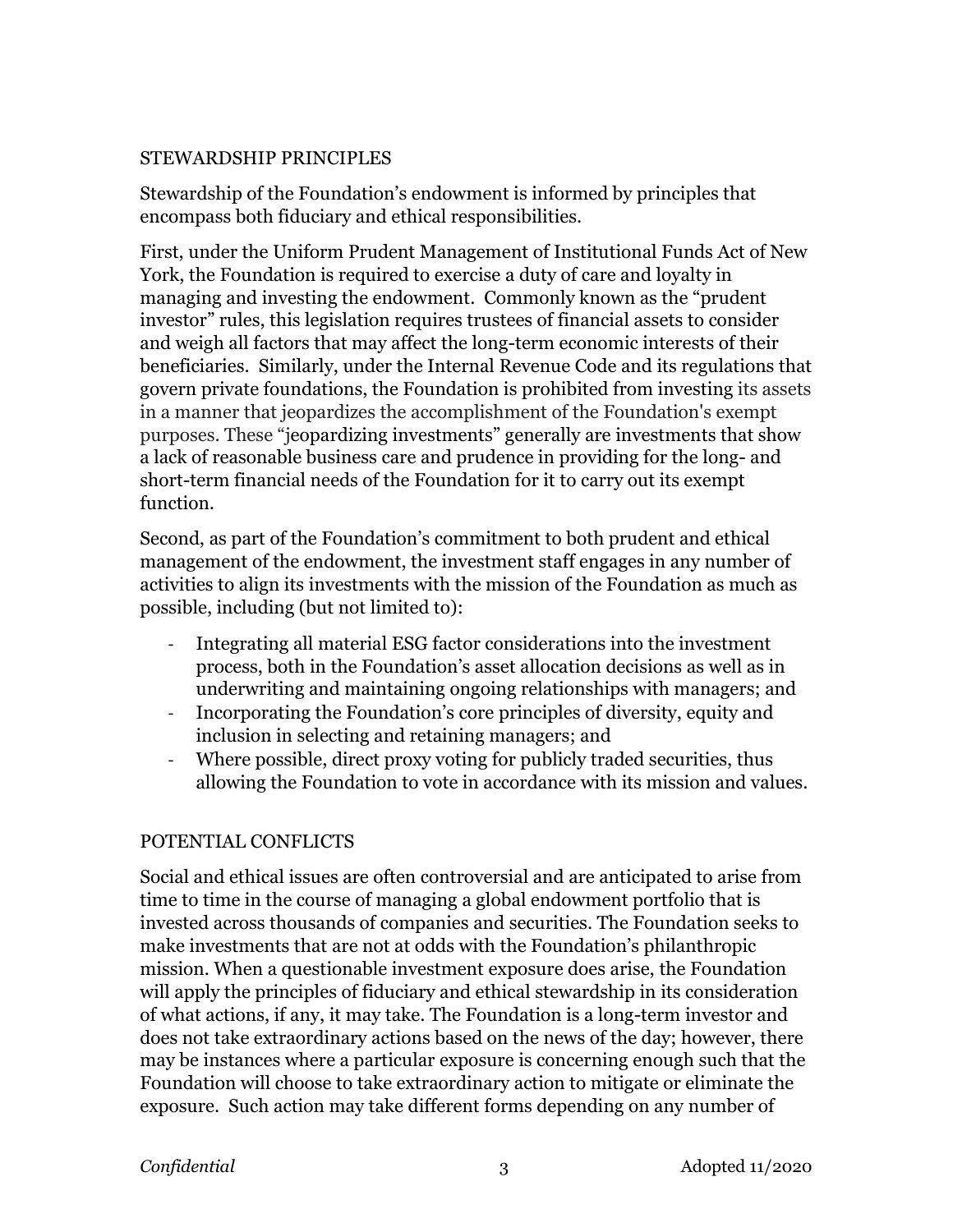## STEWARDSHIP PRINCIPLES

Stewardship of the Foundation's endowment is informed by principles that encompass both fiduciary and ethical responsibilities.

First, under the Uniform Prudent Management of Institutional Funds Act of New York, the Foundation is required to exercise a duty of care and loyalty in managing and investing the endowment. Commonly known as the "prudent investor" rules, this legislation requires trustees of financial assets to consider and weigh all factors that may affect the long-term economic interests of their beneficiaries. Similarly, under the Internal Revenue Code and its regulations that govern private foundations, the Foundation is prohibited from investing its assets in a manner that jeopardizes the accomplishment of the Foundation's exempt purposes. These "jeopardizing investments" generally are investments that show a lack of reasonable business care and prudence in providing for the long- and short-term financial needs of the Foundation for it to carry out its exempt function.

Second, as part of the Foundation's commitment to both prudent and ethical management of the endowment, the investment staff engages in any number of activities to align its investments with the mission of the Foundation as much as possible, including (but not limited to):

- Integrating all material ESG factor considerations into the investment process, both in the Foundation's asset allocation decisions as well as in underwriting and maintaining ongoing relationships with managers; and
- Incorporating the Foundation's core principles of diversity, equity and inclusion in selecting and retaining managers; and
- Where possible, direct proxy voting for publicly traded securities, thus allowing the Foundation to vote in accordance with its mission and values.

## POTENTIAL CONFLICTS

Social and ethical issues are often controversial and are anticipated to arise from time to time in the course of managing a global endowment portfolio that is invested across thousands of companies and securities. The Foundation seeks to make investments that are not at odds with the Foundation's philanthropic mission. When a questionable investment exposure does arise, the Foundation will apply the principles of fiduciary and ethical stewardship in its consideration of what actions, if any, it may take. The Foundation is a long-term investor and does not take extraordinary actions based on the news of the day; however, there may be instances where a particular exposure is concerning enough such that the Foundation will choose to take extraordinary action to mitigate or eliminate the exposure. Such action may take different forms depending on any number of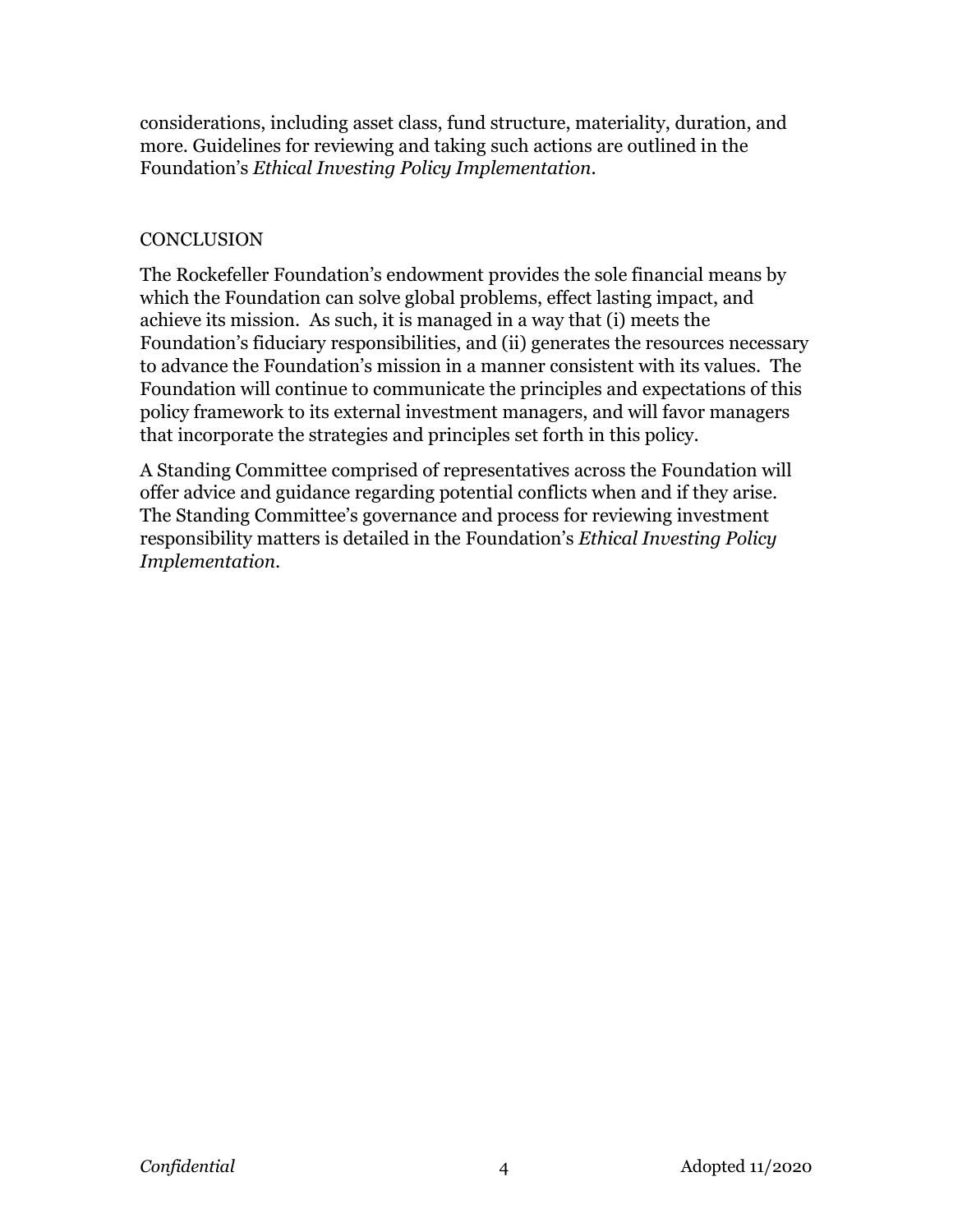considerations, including asset class, fund structure, materiality, duration, and more. Guidelines for reviewing and taking such actions are outlined in the Foundation's *Ethical Investing Policy Implementation*.

## CONCLUSION

The Rockefeller Foundation's endowment provides the sole financial means by which the Foundation can solve global problems, effect lasting impact, and achieve its mission. As such, it is managed in a way that (i) meets the Foundation's fiduciary responsibilities, and (ii) generates the resources necessary to advance the Foundation's mission in a manner consistent with its values. The Foundation will continue to communicate the principles and expectations of this policy framework to its external investment managers, and will favor managers that incorporate the strategies and principles set forth in this policy.

A Standing Committee comprised of representatives across the Foundation will offer advice and guidance regarding potential conflicts when and if they arise. The Standing Committee's governance and process for reviewing investment responsibility matters is detailed in the Foundation's *Ethical Investing Policy Implementation*.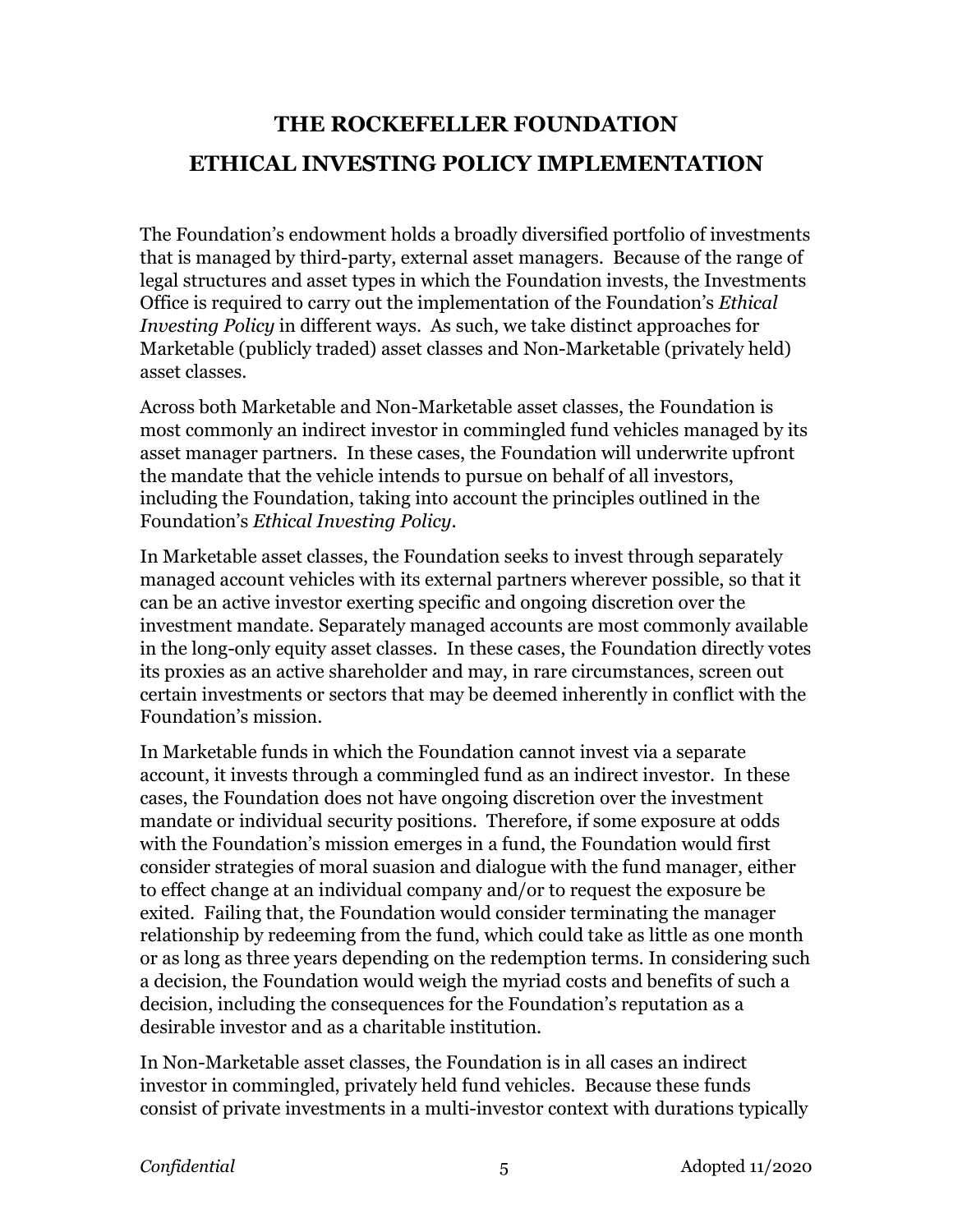# THE ROCKEFELLER FOUNDATION
# ETHICAL INVESTING POLICY IMPLEMENTATION

The Foundation's endowment holds a broadly diversified portfolio of investments that is managed by third-party, external asset managers. Because of the range of legal structures and asset types in which the Foundation invests, the Investments Office is required to carry out the implementation of the Foundation's *Ethical Investing Policy* in different ways. As such, we take distinct approaches for Marketable (publicly traded) asset classes and Non-Marketable (privately held) asset classes.

Across both Marketable and Non-Marketable asset classes, the Foundation is most commonly an indirect investor in commingled fund vehicles managed by its asset manager partners. In these cases, the Foundation will underwrite upfront the mandate that the vehicle intends to pursue on behalf of all investors, including the Foundation, taking into account the principles outlined in the Foundation's *Ethical Investing Policy*.

In Marketable asset classes, the Foundation seeks to invest through separately managed account vehicles with its external partners wherever possible, so that it can be an active investor exerting specific and ongoing discretion over the investment mandate. Separately managed accounts are most commonly available in the long-only equity asset classes. In these cases, the Foundation directly votes its proxies as an active shareholder and may, in rare circumstances, screen out certain investments or sectors that may be deemed inherently in conflict with the Foundation's mission.

In Marketable funds in which the Foundation cannot invest via a separate account, it invests through a commingled fund as an indirect investor. In these cases, the Foundation does not have ongoing discretion over the investment mandate or individual security positions. Therefore, if some exposure at odds with the Foundation's mission emerges in a fund, the Foundation would first consider strategies of moral suasion and dialogue with the fund manager, either to effect change at an individual company and/or to request the exposure be exited. Failing that, the Foundation would consider terminating the manager relationship by redeeming from the fund, which could take as little as one month or as long as three years depending on the redemption terms. In considering such a decision, the Foundation would weigh the myriad costs and benefits of such a decision, including the consequences for the Foundation's reputation as a desirable investor and as a charitable institution.

In Non-Marketable asset classes, the Foundation is in all cases an indirect investor in commingled, privately held fund vehicles. Because these funds consist of private investments in a multi-investor context with durations typically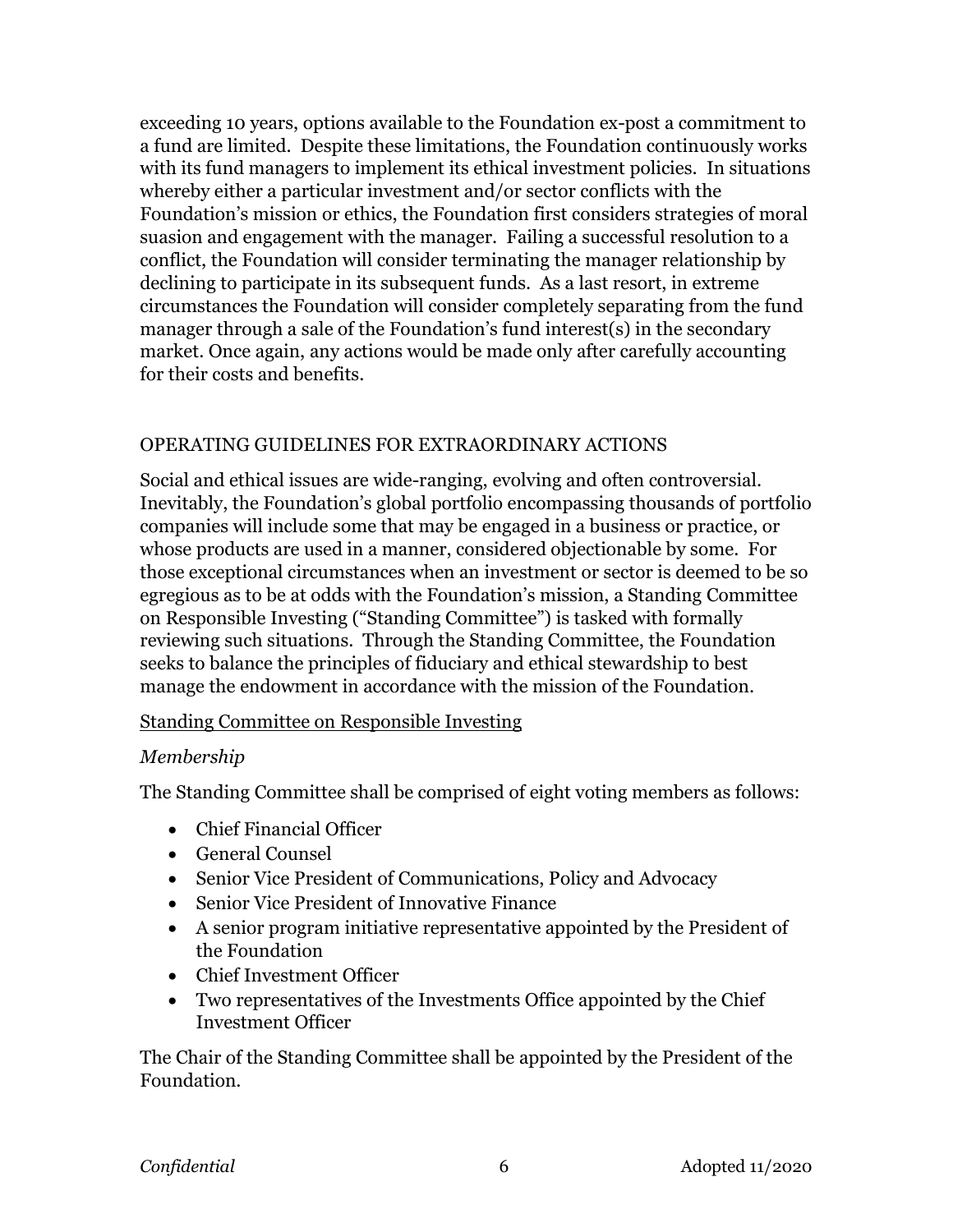exceeding 10 years, options available to the Foundation ex-post a commitment to a fund are limited. Despite these limitations, the Foundation continuously works with its fund managers to implement its ethical investment policies. In situations whereby either a particular investment and/or sector conflicts with the Foundation's mission or ethics, the Foundation first considers strategies of moral suasion and engagement with the manager. Failing a successful resolution to a conflict, the Foundation will consider terminating the manager relationship by declining to participate in its subsequent funds. As a last resort, in extreme circumstances the Foundation will consider completely separating from the fund manager through a sale of the Foundation's fund interest(s) in the secondary market. Once again, any actions would be made only after carefully accounting for their costs and benefits.

## OPERATING GUIDELINES FOR EXTRAORDINARY ACTIONS

Social and ethical issues are wide-ranging, evolving and often controversial. Inevitably, the Foundation's global portfolio encompassing thousands of portfolio companies will include some that may be engaged in a business or practice, or whose products are used in a manner, considered objectionable by some. For those exceptional circumstances when an investment or sector is deemed to be so egregious as to be at odds with the Foundation's mission, a Standing Committee on Responsible Investing ("Standing Committee") is tasked with formally reviewing such situations. Through the Standing Committee, the Foundation seeks to balance the principles of fiduciary and ethical stewardship to best manage the endowment in accordance with the mission of the Foundation.

### Standing Committee on Responsible Investing

*Membership*

The Standing Committee shall be comprised of eight voting members as follows:

- Chief Financial Officer
- General Counsel
- Senior Vice President of Communications, Policy and Advocacy
- Senior Vice President of Innovative Finance
- A senior program initiative representative appointed by the President of the Foundation
- Chief Investment Officer
- Two representatives of the Investments Office appointed by the Chief Investment Officer

The Chair of the Standing Committee shall be appointed by the President of the Foundation.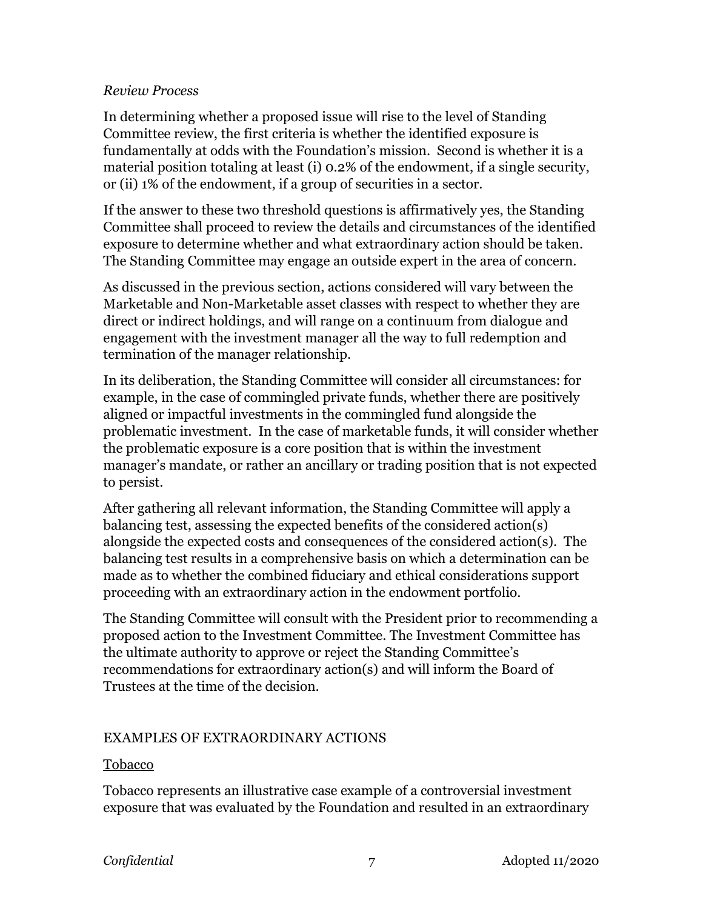*Review Process*

In determining whether a proposed issue will rise to the level of Standing Committee review, the first criteria is whether the identified exposure is fundamentally at odds with the Foundation's mission. Second is whether it is a material position totaling at least (i) 0.2% of the endowment, if a single security, or (ii) 1% of the endowment, if a group of securities in a sector.

If the answer to these two threshold questions is affirmatively yes, the Standing Committee shall proceed to review the details and circumstances of the identified exposure to determine whether and what extraordinary action should be taken. The Standing Committee may engage an outside expert in the area of concern.

As discussed in the previous section, actions considered will vary between the Marketable and Non-Marketable asset classes with respect to whether they are direct or indirect holdings, and will range on a continuum from dialogue and engagement with the investment manager all the way to full redemption and termination of the manager relationship.

In its deliberation, the Standing Committee will consider all circumstances: for example, in the case of commingled private funds, whether there are positively aligned or impactful investments in the commingled fund alongside the problematic investment. In the case of marketable funds, it will consider whether the problematic exposure is a core position that is within the investment manager's mandate, or rather an ancillary or trading position that is not expected to persist.

After gathering all relevant information, the Standing Committee will apply a balancing test, assessing the expected benefits of the considered action(s) alongside the expected costs and consequences of the considered action(s). The balancing test results in a comprehensive basis on which a determination can be made as to whether the combined fiduciary and ethical considerations support proceeding with an extraordinary action in the endowment portfolio.

The Standing Committee will consult with the President prior to recommending a proposed action to the Investment Committee. The Investment Committee has the ultimate authority to approve or reject the Standing Committee's recommendations for extraordinary action(s) and will inform the Board of Trustees at the time of the decision.

## EXAMPLES OF EXTRAORDINARY ACTIONS

<u>Tobacco</u>

Tobacco represents an illustrative case example of a controversial investment exposure that was evaluated by the Foundation and resulted in an extraordinary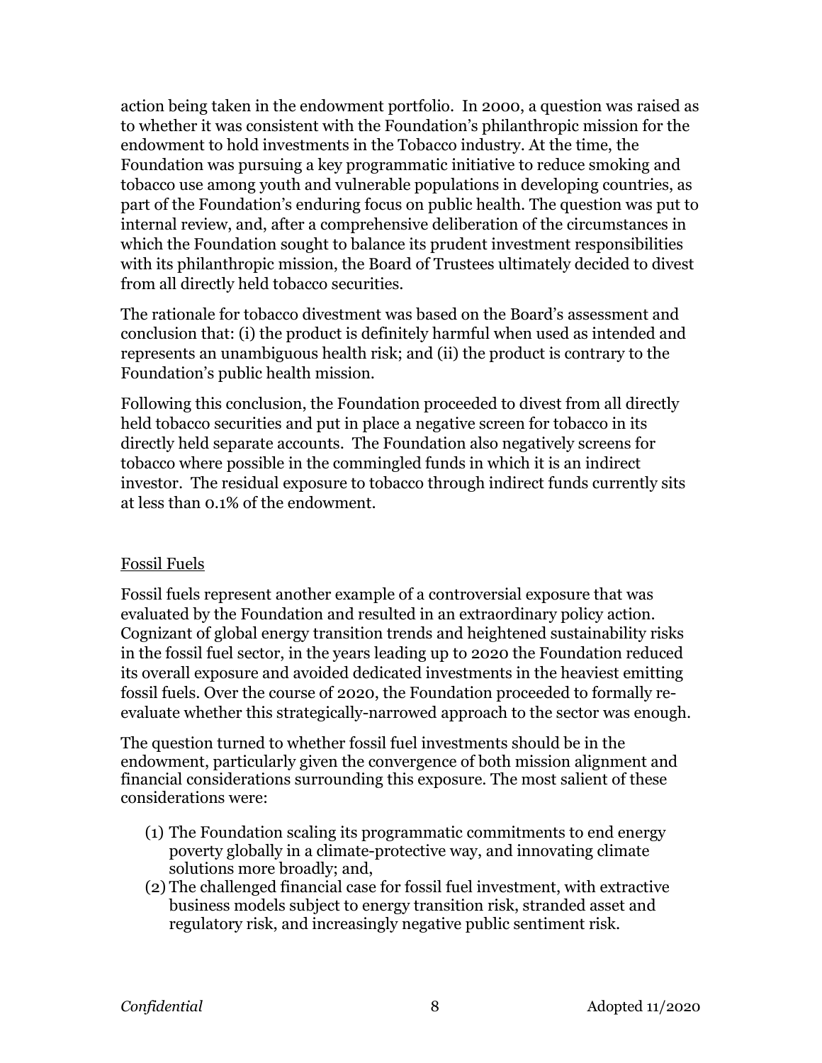action being taken in the endowment portfolio. In 2000, a question was raised as to whether it was consistent with the Foundation's philanthropic mission for the endowment to hold investments in the Tobacco industry. At the time, the Foundation was pursuing a key programmatic initiative to reduce smoking and tobacco use among youth and vulnerable populations in developing countries, as part of the Foundation's enduring focus on public health. The question was put to internal review, and, after a comprehensive deliberation of the circumstances in which the Foundation sought to balance its prudent investment responsibilities with its philanthropic mission, the Board of Trustees ultimately decided to divest from all directly held tobacco securities.

The rationale for tobacco divestment was based on the Board's assessment and conclusion that: (i) the product is definitely harmful when used as intended and represents an unambiguous health risk; and (ii) the product is contrary to the Foundation's public health mission.

Following this conclusion, the Foundation proceeded to divest from all directly held tobacco securities and put in place a negative screen for tobacco in its directly held separate accounts. The Foundation also negatively screens for tobacco where possible in the commingled funds in which it is an indirect investor. The residual exposure to tobacco through indirect funds currently sits at less than 0.1% of the endowment.

## Fossil Fuels

Fossil fuels represent another example of a controversial exposure that was evaluated by the Foundation and resulted in an extraordinary policy action. Cognizant of global energy transition trends and heightened sustainability risks in the fossil fuel sector, in the years leading up to 2020 the Foundation reduced its overall exposure and avoided dedicated investments in the heaviest emitting fossil fuels. Over the course of 2020, the Foundation proceeded to formally re-evaluate whether this strategically-narrowed approach to the sector was enough.

The question turned to whether fossil fuel investments should be in the endowment, particularly given the convergence of both mission alignment and financial considerations surrounding this exposure. The most salient of these considerations were:

(1) The Foundation scaling its programmatic commitments to end energy poverty globally in a climate-protective way, and innovating climate solutions more broadly; and,

(2) The challenged financial case for fossil fuel investment, with extractive business models subject to energy transition risk, stranded asset and regulatory risk, and increasingly negative public sentiment risk.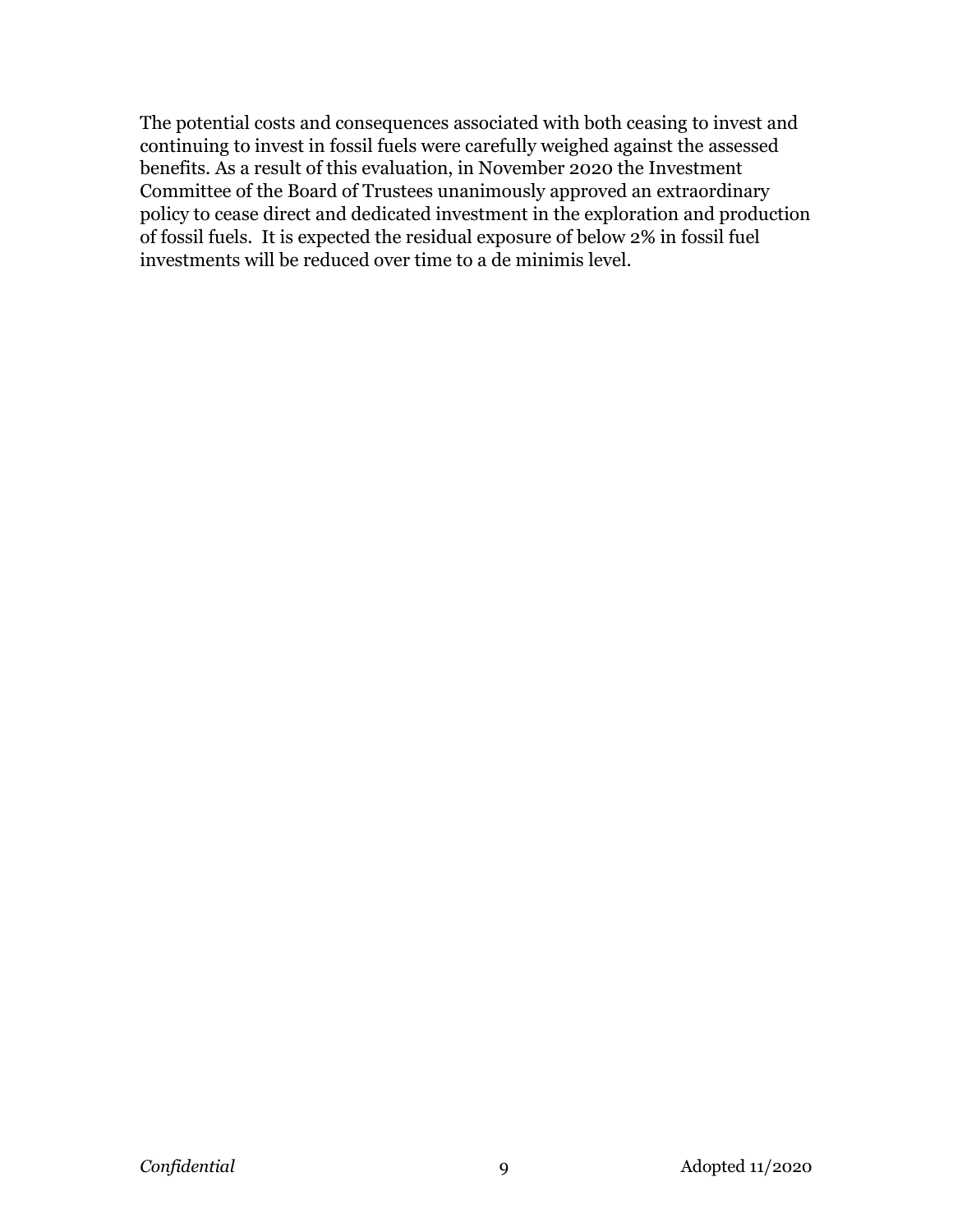The potential costs and consequences associated with both ceasing to invest and continuing to invest in fossil fuels were carefully weighed against the assessed benefits. As a result of this evaluation, in November 2020 the Investment Committee of the Board of Trustees unanimously approved an extraordinary policy to cease direct and dedicated investment in the exploration and production of fossil fuels. It is expected the residual exposure of below 2% in fossil fuel investments will be reduced over time to a de minimis level.